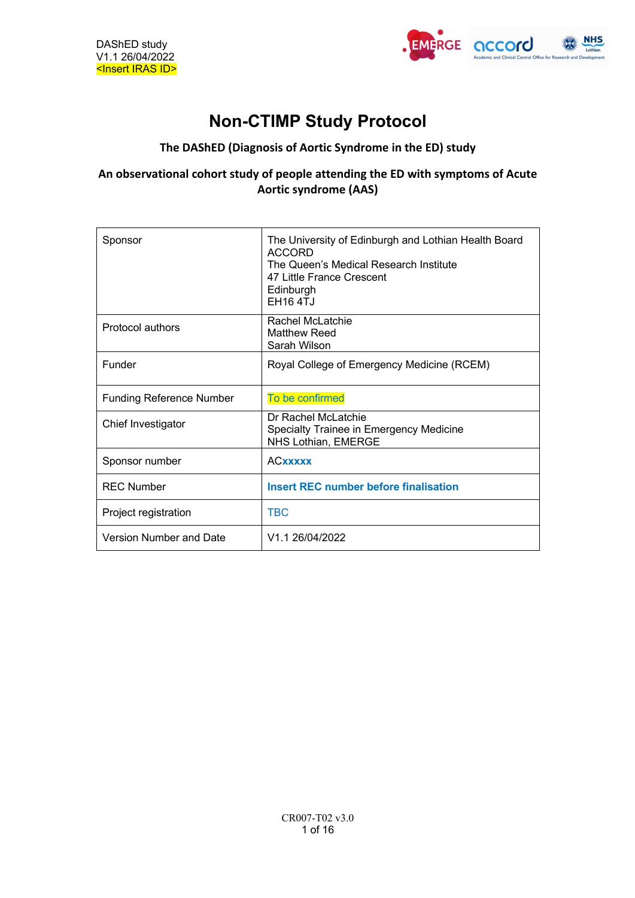DAShED study
V1.1 26/04/2022
<Insert IRAS ID>

# Non-CTIMP Study Protocol

**The DAShED (Diagnosis of Aortic Syndrome in the ED) study**

**An observational cohort study of people attending the ED with symptoms of Acute Aortic syndrome (AAS)**

| | |
|---|---|
| Sponsor | The University of Edinburgh and Lothian Health Board<br>ACCORD<br>The Queen's Medical Research Institute<br>47 Little France Crescent<br>Edinburgh<br>EH16 4TJ |
| Protocol authors | Rachel McLatchie<br>Matthew Reed<br>Sarah Wilson |
| Funder | Royal College of Emergency Medicine (RCEM) |
| Funding Reference Number | To be confirmed |
| Chief Investigator | Dr Rachel McLatchie<br>Specialty Trainee in Emergency Medicine<br>NHS Lothian, EMERGE |
| Sponsor number | ACxxxxx |
| REC Number | **Insert REC number before finalisation** |
| Project registration | TBC |
| Version Number and Date | V1.1 26/04/2022 |

CR007-T02 v3.0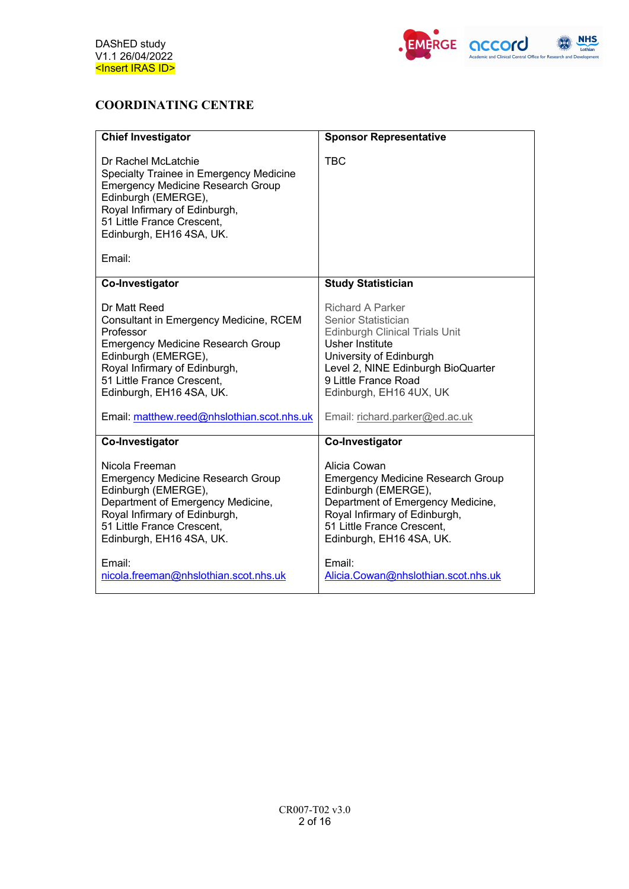## COORDINATING CENTRE

| | |
|---|---|
| **Chief Investigator**<br><br>Dr Rachel McLatchie<br>Specialty Trainee in Emergency Medicine<br>Emergency Medicine Research Group Edinburgh (EMERGE),<br>Royal Infirmary of Edinburgh,<br>51 Little France Crescent,<br>Edinburgh, EH16 4SA, UK.<br><br>Email: | **Sponsor Representative**<br><br>TBC |
| **Co-Investigator**<br><br>Dr Matt Reed<br>Consultant in Emergency Medicine, RCEM Professor<br>Emergency Medicine Research Group Edinburgh (EMERGE),<br>Royal Infirmary of Edinburgh,<br>51 Little France Crescent,<br>Edinburgh, EH16 4SA, UK.<br><br>Email: matthew.reed@nhslothian.scot.nhs.uk | **Study Statistician**<br><br>Richard A Parker<br>Senior Statistician<br>Edinburgh Clinical Trials Unit<br>Usher Institute<br>University of Edinburgh<br>Level 2, NINE Edinburgh BioQuarter<br>9 Little France Road<br>Edinburgh, EH16 4UX, UK<br><br>Email: richard.parker@ed.ac.uk |
| **Co-Investigator**<br><br>Nicola Freeman<br>Emergency Medicine Research Group Edinburgh (EMERGE),<br>Department of Emergency Medicine,<br>Royal Infirmary of Edinburgh,<br>51 Little France Crescent,<br>Edinburgh, EH16 4SA, UK.<br><br>Email:<br>nicola.freeman@nhslothian.scot.nhs.uk | **Co-Investigator**<br><br>Alicia Cowan<br>Emergency Medicine Research Group Edinburgh (EMERGE),<br>Department of Emergency Medicine,<br>Royal Infirmary of Edinburgh,<br>51 Little France Crescent,<br>Edinburgh, EH16 4SA, UK.<br><br>Email:<br>Alicia.Cowan@nhslothian.scot.nhs.uk |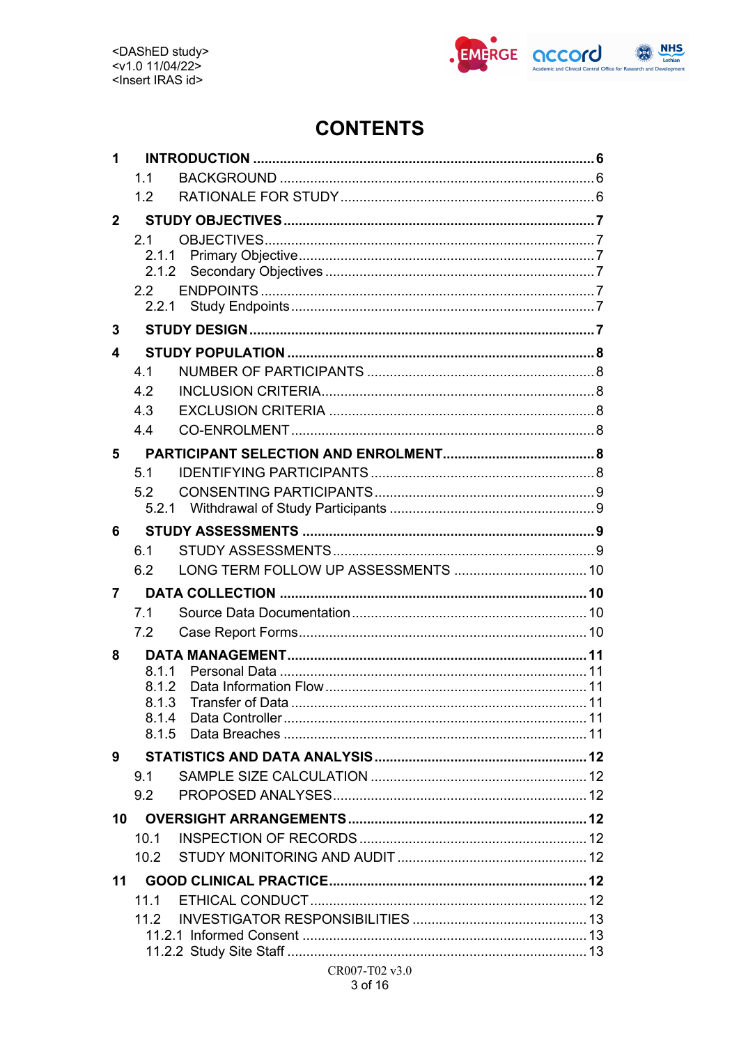# CONTENTS

**1 INTRODUCTION** ........................................................................ **6**

1.1 BACKGROUND ........................................................................ 6

1.2 RATIONALE FOR STUDY ........................................................................ 6

**2 STUDY OBJECTIVES** ........................................................................ **7**

2.1 OBJECTIVES ........................................................................ 7

2.1.1 Primary Objective ........................................................................ 7

2.1.2 Secondary Objectives ........................................................................ 7

2.2 ENDPOINTS ........................................................................ 7

2.2.1 Study Endpoints ........................................................................ 7

**3 STUDY DESIGN** ........................................................................ **7**

**4 STUDY POPULATION** ........................................................................ **8**

4.1 NUMBER OF PARTICIPANTS ........................................................................ 8

4.2 INCLUSION CRITERIA ........................................................................ 8

4.3 EXCLUSION CRITERIA ........................................................................ 8

4.4 CO-ENROLMENT ........................................................................ 8

**5 PARTICIPANT SELECTION AND ENROLMENT** ........................................................................ **8**

5.1 IDENTIFYING PARTICIPANTS ........................................................................ 8

5.2 CONSENTING PARTICIPANTS ........................................................................ 9

5.2.1 Withdrawal of Study Participants ........................................................................ 9

**6 STUDY ASSESSMENTS** ........................................................................ **9**

6.1 STUDY ASSESSMENTS ........................................................................ 9

6.2 LONG TERM FOLLOW UP ASSESSMENTS ........................................................................ 10

**7 DATA COLLECTION** ........................................................................ **10**

7.1 Source Data Documentation ........................................................................ 10

7.2 Case Report Forms ........................................................................ 10

**8 DATA MANAGEMENT** ........................................................................ **11**

8.1.1 Personal Data ........................................................................ 11

8.1.2 Data Information Flow ........................................................................ 11

8.1.3 Transfer of Data ........................................................................ 11

8.1.4 Data Controller ........................................................................ 11

8.1.5 Data Breaches ........................................................................ 11

**9 STATISTICS AND DATA ANALYSIS** ........................................................................ **12**

9.1 SAMPLE SIZE CALCULATION ........................................................................ 12

9.2 PROPOSED ANALYSES ........................................................................ 12

**10 OVERSIGHT ARRANGEMENTS** ........................................................................ **12**

10.1 INSPECTION OF RECORDS ........................................................................ 12

10.2 STUDY MONITORING AND AUDIT ........................................................................ 12

**11 GOOD CLINICAL PRACTICE** ........................................................................ **12**

11.1 ETHICAL CONDUCT ........................................................................ 12

11.2 INVESTIGATOR RESPONSIBILITIES ........................................................................ 13

11.2.1 Informed Consent ........................................................................ 13

11.2.2 Study Site Staff ........................................................................ 13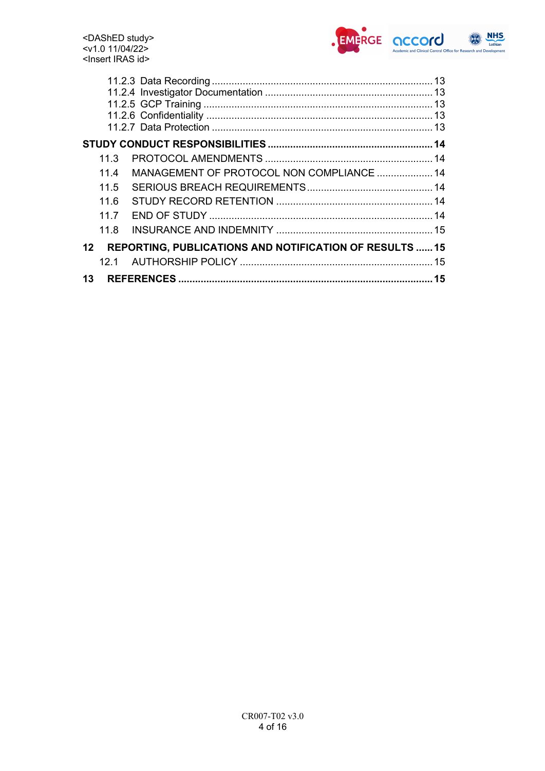11.2.3 Data Recording ........................................................................... 13
11.2.4 Investigator Documentation ........................................................ 13
11.2.5 GCP Training ............................................................................ 13
11.2.6 Confidentiality ........................................................................... 13
11.2.7 Data Protection .......................................................................... 13

**STUDY CONDUCT RESPONSIBILITIES ........................................................ 14**

11.3 PROTOCOL AMENDMENTS ........................................................... 14
11.4 MANAGEMENT OF PROTOCOL NON COMPLIANCE .................... 14
11.5 SERIOUS BREACH REQUIREMENTS ............................................ 14
11.6 STUDY RECORD RETENTION ....................................................... 14
11.7 END OF STUDY .............................................................................. 14
11.8 INSURANCE AND INDEMNITY ....................................................... 15

**12 REPORTING, PUBLICATIONS AND NOTIFICATION OF RESULTS ...... 15**

12.1 AUTHORSHIP POLICY .................................................................... 15

**13 REFERENCES .......................................................................................... 15**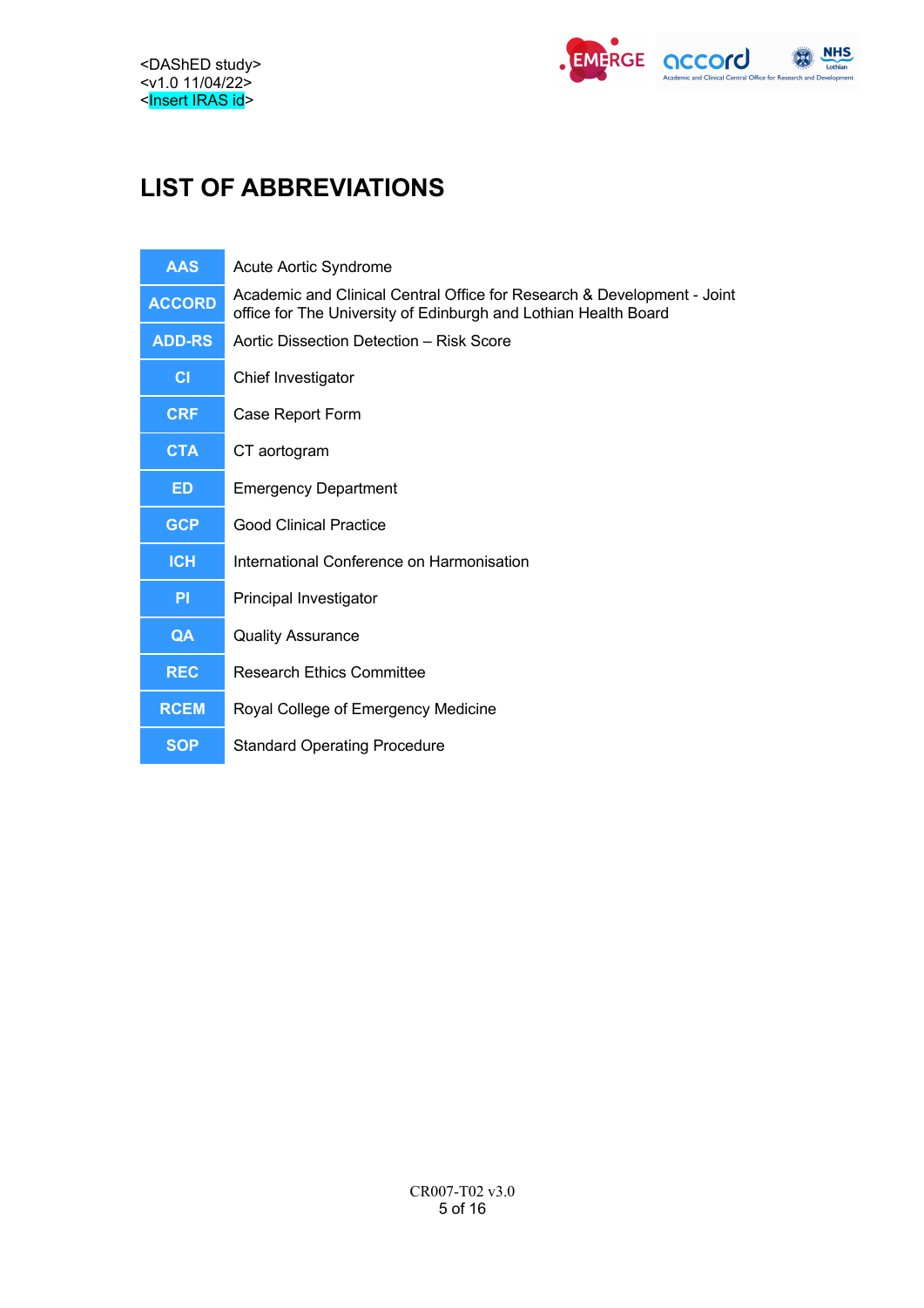# LIST OF ABBREVIATIONS

| | |
|---|---|
| **AAS** | Acute Aortic Syndrome |
| **ACCORD** | Academic and Clinical Central Office for Research & Development - Joint office for The University of Edinburgh and Lothian Health Board |
| **ADD-RS** | Aortic Dissection Detection – Risk Score |
| **CI** | Chief Investigator |
| **CRF** | Case Report Form |
| **CTA** | CT aortogram |
| **ED** | Emergency Department |
| **GCP** | Good Clinical Practice |
| **ICH** | International Conference on Harmonisation |
| **PI** | Principal Investigator |
| **QA** | Quality Assurance |
| **REC** | Research Ethics Committee |
| **RCEM** | Royal College of Emergency Medicine |
| **SOP** | Standard Operating Procedure |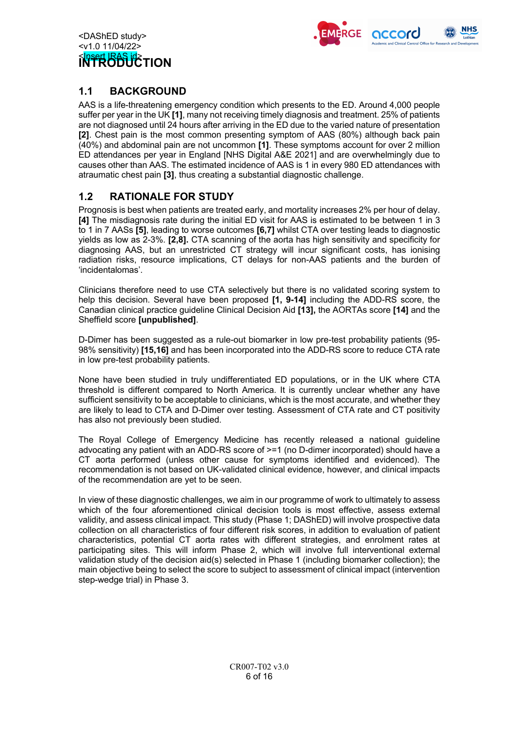# INTRODUCTION

## 1.1 BACKGROUND

AAS is a life-threatening emergency condition which presents to the ED. Around 4,000 people suffer per year in the UK **[1]**, many not receiving timely diagnosis and treatment. 25% of patients are not diagnosed until 24 hours after arriving in the ED due to the varied nature of presentation **[2]**. Chest pain is the most common presenting symptom of AAS (80%) although back pain (40%) and abdominal pain are not uncommon **[1]**. These symptoms account for over 2 million ED attendances per year in England [NHS Digital A&E 2021] and are overwhelmingly due to causes other than AAS. The estimated incidence of AAS is 1 in every 980 ED attendances with atraumatic chest pain **[3]**, thus creating a substantial diagnostic challenge.

## 1.2 RATIONALE FOR STUDY

Prognosis is best when patients are treated early, and mortality increases 2% per hour of delay. **[4]** The misdiagnosis rate during the initial ED visit for AAS is estimated to be between 1 in 3 to 1 in 7 AASs **[5]**, leading to worse outcomes **[6,7]** whilst CTA over testing leads to diagnostic yields as low as 2-3%. **[2,8].** CTA scanning of the aorta has high sensitivity and specificity for diagnosing AAS, but an unrestricted CT strategy will incur significant costs, has ionising radiation risks, resource implications, CT delays for non-AAS patients and the burden of 'incidentalomas'.

Clinicians therefore need to use CTA selectively but there is no validated scoring system to help this decision. Several have been proposed **[1, 9-14]** including the ADD-RS score, the Canadian clinical practice guideline Clinical Decision Aid **[13],** the AORTAs score **[14]** and the Sheffield score **[unpublished]**.

D-Dimer has been suggested as a rule-out biomarker in low pre-test probability patients (95-98% sensitivity) **[15,16]** and has been incorporated into the ADD-RS score to reduce CTA rate in low pre-test probability patients.

None have been studied in truly undifferentiated ED populations, or in the UK where CTA threshold is different compared to North America. It is currently unclear whether any have sufficient sensitivity to be acceptable to clinicians, which is the most accurate, and whether they are likely to lead to CTA and D-Dimer over testing. Assessment of CTA rate and CT positivity has also not previously been studied.

The Royal College of Emergency Medicine has recently released a national guideline advocating any patient with an ADD-RS score of >=1 (no D-dimer incorporated) should have a CT aorta performed (unless other cause for symptoms identified and evidenced). The recommendation is not based on UK-validated clinical evidence, however, and clinical impacts of the recommendation are yet to be seen.

In view of these diagnostic challenges, we aim in our programme of work to ultimately to assess which of the four aforementioned clinical decision tools is most effective, assess external validity, and assess clinical impact. This study (Phase 1; DAShED) will involve prospective data collection on all characteristics of four different risk scores, in addition to evaluation of patient characteristics, potential CT aorta rates with different strategies, and enrolment rates at participating sites. This will inform Phase 2, which will involve full interventional external validation study of the decision aid(s) selected in Phase 1 (including biomarker collection); the main objective being to select the score to subject to assessment of clinical impact (intervention step-wedge trial) in Phase 3.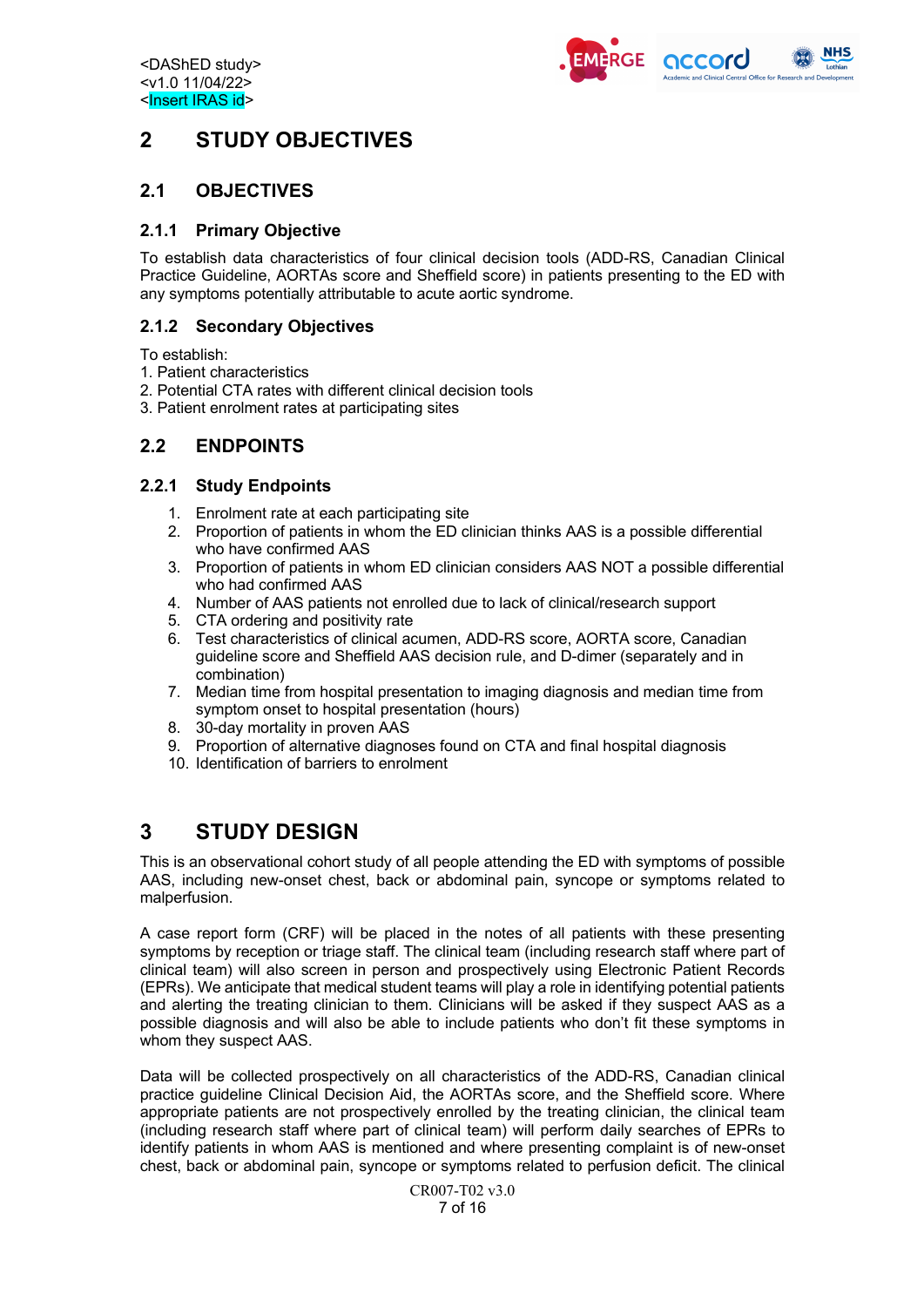## 2 STUDY OBJECTIVES

### 2.1 OBJECTIVES

#### 2.1.1 Primary Objective

To establish data characteristics of four clinical decision tools (ADD-RS, Canadian Clinical Practice Guideline, AORTAs score and Sheffield score) in patients presenting to the ED with any symptoms potentially attributable to acute aortic syndrome.

#### 2.1.2 Secondary Objectives

To establish:
1. Patient characteristics
2. Potential CTA rates with different clinical decision tools
3. Patient enrolment rates at participating sites

### 2.2 ENDPOINTS

#### 2.2.1 Study Endpoints

1. Enrolment rate at each participating site
2. Proportion of patients in whom the ED clinician thinks AAS is a possible differential who have confirmed AAS
3. Proportion of patients in whom ED clinician considers AAS NOT a possible differential who had confirmed AAS
4. Number of AAS patients not enrolled due to lack of clinical/research support
5. CTA ordering and positivity rate
6. Test characteristics of clinical acumen, ADD-RS score, AORTA score, Canadian guideline score and Sheffield AAS decision rule, and D-dimer (separately and in combination)
7. Median time from hospital presentation to imaging diagnosis and median time from symptom onset to hospital presentation (hours)
8. 30-day mortality in proven AAS
9. Proportion of alternative diagnoses found on CTA and final hospital diagnosis
10. Identification of barriers to enrolment

## 3 STUDY DESIGN

This is an observational cohort study of all people attending the ED with symptoms of possible AAS, including new-onset chest, back or abdominal pain, syncope or symptoms related to malperfusion.

A case report form (CRF) will be placed in the notes of all patients with these presenting symptoms by reception or triage staff. The clinical team (including research staff where part of clinical team) will also screen in person and prospectively using Electronic Patient Records (EPRs). We anticipate that medical student teams will play a role in identifying potential patients and alerting the treating clinician to them. Clinicians will be asked if they suspect AAS as a possible diagnosis and will also be able to include patients who don't fit these symptoms in whom they suspect AAS.

Data will be collected prospectively on all characteristics of the ADD-RS, Canadian clinical practice guideline Clinical Decision Aid, the AORTAs score, and the Sheffield score. Where appropriate patients are not prospectively enrolled by the treating clinician, the clinical team (including research staff where part of clinical team) will perform daily searches of EPRs to identify patients in whom AAS is mentioned and where presenting complaint is of new-onset chest, back or abdominal pain, syncope or symptoms related to perfusion deficit. The clinical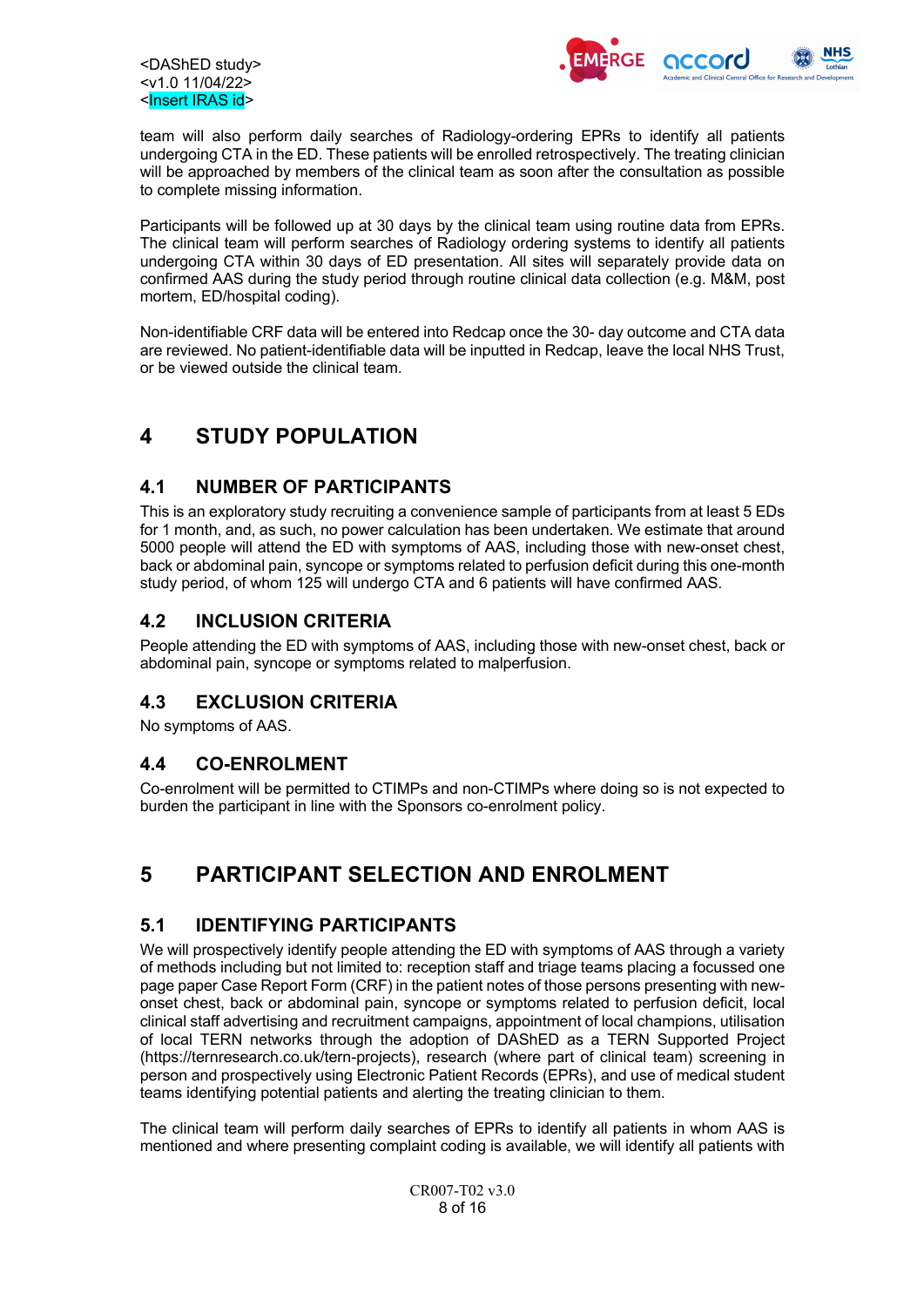team will also perform daily searches of Radiology-ordering EPRs to identify all patients undergoing CTA in the ED. These patients will be enrolled retrospectively. The treating clinician will be approached by members of the clinical team as soon after the consultation as possible to complete missing information.

Participants will be followed up at 30 days by the clinical team using routine data from EPRs. The clinical team will perform searches of Radiology ordering systems to identify all patients undergoing CTA within 30 days of ED presentation. All sites will separately provide data on confirmed AAS during the study period through routine clinical data collection (e.g. M&M, post mortem, ED/hospital coding).

Non-identifiable CRF data will be entered into Redcap once the 30- day outcome and CTA data are reviewed. No patient-identifiable data will be inputted in Redcap, leave the local NHS Trust, or be viewed outside the clinical team.

# 4 STUDY POPULATION

## 4.1 NUMBER OF PARTICIPANTS

This is an exploratory study recruiting a convenience sample of participants from at least 5 EDs for 1 month, and, as such, no power calculation has been undertaken. We estimate that around 5000 people will attend the ED with symptoms of AAS, including those with new-onset chest, back or abdominal pain, syncope or symptoms related to perfusion deficit during this one-month study period, of whom 125 will undergo CTA and 6 patients will have confirmed AAS.

## 4.2 INCLUSION CRITERIA

People attending the ED with symptoms of AAS, including those with new-onset chest, back or abdominal pain, syncope or symptoms related to malperfusion.

## 4.3 EXCLUSION CRITERIA

No symptoms of AAS.

## 4.4 CO-ENROLMENT

Co-enrolment will be permitted to CTIMPs and non-CTIMPs where doing so is not expected to burden the participant in line with the Sponsors co-enrolment policy.

# 5 PARTICIPANT SELECTION AND ENROLMENT

## 5.1 IDENTIFYING PARTICIPANTS

We will prospectively identify people attending the ED with symptoms of AAS through a variety of methods including but not limited to: reception staff and triage teams placing a focussed one page paper Case Report Form (CRF) in the patient notes of those persons presenting with new-onset chest, back or abdominal pain, syncope or symptoms related to perfusion deficit, local clinical staff advertising and recruitment campaigns, appointment of local champions, utilisation of local TERN networks through the adoption of DAShED as a TERN Supported Project (https://ternresearch.co.uk/tern-projects), research (where part of clinical team) screening in person and prospectively using Electronic Patient Records (EPRs), and use of medical student teams identifying potential patients and alerting the treating clinician to them.

The clinical team will perform daily searches of EPRs to identify all patients in whom AAS is mentioned and where presenting complaint coding is available, we will identify all patients with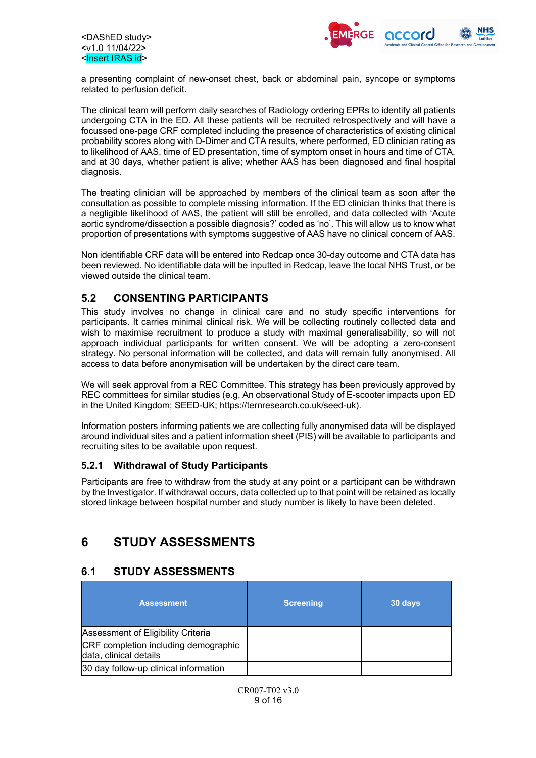a presenting complaint of new-onset chest, back or abdominal pain, syncope or symptoms related to perfusion deficit.

The clinical team will perform daily searches of Radiology ordering EPRs to identify all patients undergoing CTA in the ED. All these patients will be recruited retrospectively and will have a focussed one-page CRF completed including the presence of characteristics of existing clinical probability scores along with D-Dimer and CTA results, where performed, ED clinician rating as to likelihood of AAS, time of ED presentation, time of symptom onset in hours and time of CTA, and at 30 days, whether patient is alive; whether AAS has been diagnosed and final hospital diagnosis.

The treating clinician will be approached by members of the clinical team as soon after the consultation as possible to complete missing information. If the ED clinician thinks that there is a negligible likelihood of AAS, the patient will still be enrolled, and data collected with 'Acute aortic syndrome/dissection a possible diagnosis?' coded as 'no'. This will allow us to know what proportion of presentations with symptoms suggestive of AAS have no clinical concern of AAS.

Non identifiable CRF data will be entered into Redcap once 30-day outcome and CTA data has been reviewed. No identifiable data will be inputted in Redcap, leave the local NHS Trust, or be viewed outside the clinical team.

## 5.2 CONSENTING PARTICIPANTS

This study involves no change in clinical care and no study specific interventions for participants. It carries minimal clinical risk. We will be collecting routinely collected data and wish to maximise recruitment to produce a study with maximal generalisability, so will not approach individual participants for written consent. We will be adopting a zero-consent strategy. No personal information will be collected, and data will remain fully anonymised. All access to data before anonymisation will be undertaken by the direct care team.

We will seek approval from a REC Committee. This strategy has been previously approved by REC committees for similar studies (e.g. An observational Study of E-scooter impacts upon ED in the United Kingdom; SEED-UK; https://ternresearch.co.uk/seed-uk).

Information posters informing patients we are collecting fully anonymised data will be displayed around individual sites and a patient information sheet (PIS) will be available to participants and recruiting sites to be available upon request.

### 5.2.1 Withdrawal of Study Participants

Participants are free to withdraw from the study at any point or a participant can be withdrawn by the Investigator. If withdrawal occurs, data collected up to that point will be retained as locally stored linkage between hospital number and study number is likely to have been deleted.

# 6 STUDY ASSESSMENTS

## 6.1 STUDY ASSESSMENTS

| Assessment | Screening | 30 days |
|---|---|---|
| Assessment of Eligibility Criteria | | |
| CRF completion including demographic data, clinical details | | |
| 30 day follow-up clinical information | | |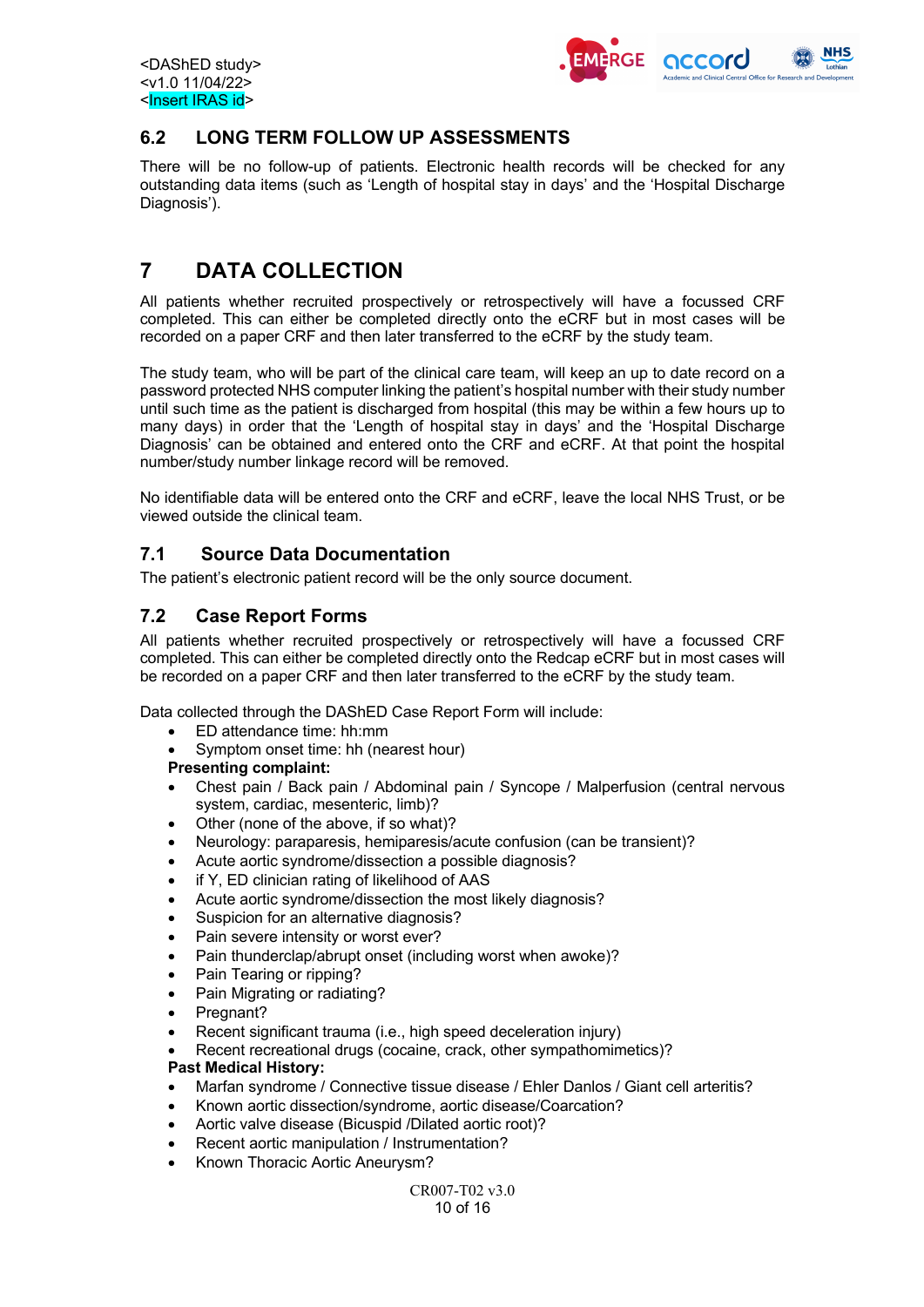## 6.2 LONG TERM FOLLOW UP ASSESSMENTS

There will be no follow-up of patients. Electronic health records will be checked for any outstanding data items (such as 'Length of hospital stay in days' and the 'Hospital Discharge Diagnosis').

# 7 DATA COLLECTION

All patients whether recruited prospectively or retrospectively will have a focussed CRF completed. This can either be completed directly onto the eCRF but in most cases will be recorded on a paper CRF and then later transferred to the eCRF by the study team.

The study team, who will be part of the clinical care team, will keep an up to date record on a password protected NHS computer linking the patient's hospital number with their study number until such time as the patient is discharged from hospital (this may be within a few hours up to many days) in order that the 'Length of hospital stay in days' and the 'Hospital Discharge Diagnosis' can be obtained and entered onto the CRF and eCRF. At that point the hospital number/study number linkage record will be removed.

No identifiable data will be entered onto the CRF and eCRF, leave the local NHS Trust, or be viewed outside the clinical team.

## 7.1 Source Data Documentation

The patient's electronic patient record will be the only source document.

## 7.2 Case Report Forms

All patients whether recruited prospectively or retrospectively will have a focussed CRF completed. This can either be completed directly onto the Redcap eCRF but in most cases will be recorded on a paper CRF and then later transferred to the eCRF by the study team.

Data collected through the DAShED Case Report Form will include:

- ED attendance time: hh:mm
- Symptom onset time: hh (nearest hour)

**Presenting complaint:**

- Chest pain / Back pain / Abdominal pain / Syncope / Malperfusion (central nervous system, cardiac, mesenteric, limb)?
- Other (none of the above, if so what)?
- Neurology: paraparesis, hemiparesis/acute confusion (can be transient)?
- Acute aortic syndrome/dissection a possible diagnosis?
- if Y, ED clinician rating of likelihood of AAS
- Acute aortic syndrome/dissection the most likely diagnosis?
- Suspicion for an alternative diagnosis?
- Pain severe intensity or worst ever?
- Pain thunderclap/abrupt onset (including worst when awoke)?
- Pain Tearing or ripping?
- Pain Migrating or radiating?
- Pregnant?
- Recent significant trauma (i.e., high speed deceleration injury)
- Recent recreational drugs (cocaine, crack, other sympathomimetics)?

**Past Medical History:**

- Marfan syndrome / Connective tissue disease / Ehler Danlos / Giant cell arteritis?
- Known aortic dissection/syndrome, aortic disease/Coarcation?
- Aortic valve disease (Bicuspid /Dilated aortic root)?
- Recent aortic manipulation / Instrumentation?
- Known Thoracic Aortic Aneurysm?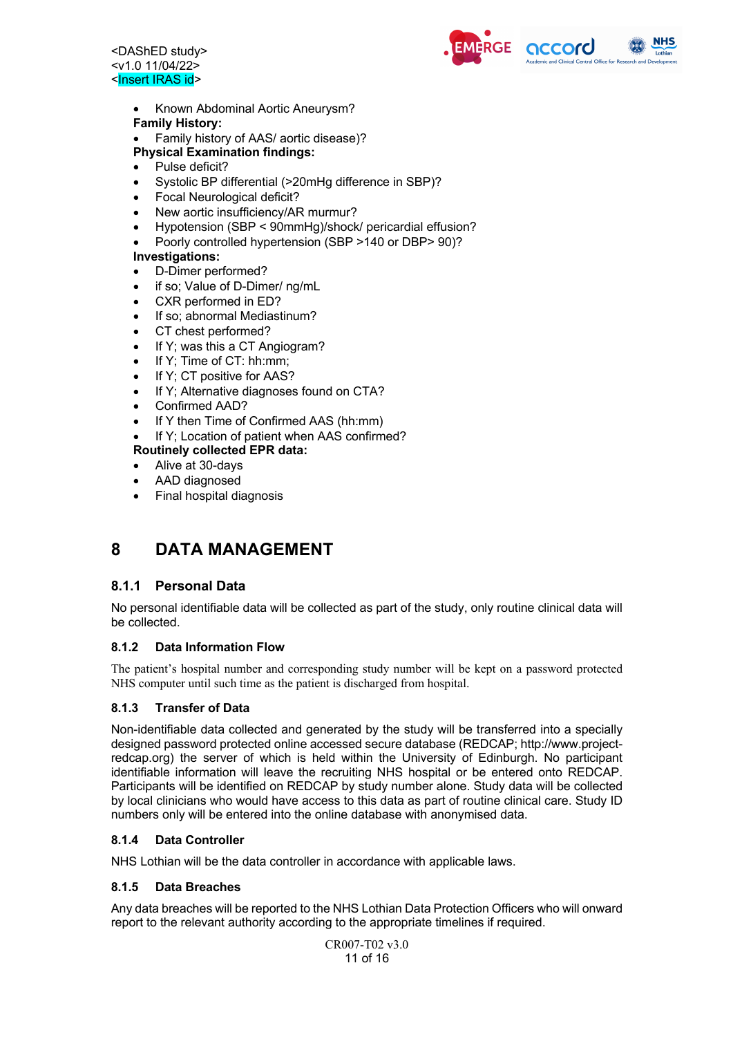- Known Abdominal Aortic Aneurysm?

**Family History:**

- Family history of AAS/ aortic disease)?

**Physical Examination findings:**

- Pulse deficit?
- Systolic BP differential (>20mHg difference in SBP)?
- Focal Neurological deficit?
- New aortic insufficiency/AR murmur?
- Hypotension (SBP < 90mmHg)/shock/ pericardial effusion?
- Poorly controlled hypertension (SBP >140 or DBP> 90)?

**Investigations:**

- D-Dimer performed?
- if so; Value of D-Dimer/ ng/mL
- CXR performed in ED?
- If so; abnormal Mediastinum?
- CT chest performed?
- If Y; was this a CT Angiogram?
- If Y; Time of CT: hh:mm;
- If Y; CT positive for AAS?
- If Y; Alternative diagnoses found on CTA?
- Confirmed AAD?
- If Y then Time of Confirmed AAS (hh:mm)
- If Y; Location of patient when AAS confirmed?

**Routinely collected EPR data:**

- Alive at 30-days
- AAD diagnosed
- Final hospital diagnosis

# 8 DATA MANAGEMENT

### 8.1.1 Personal Data

No personal identifiable data will be collected as part of the study, only routine clinical data will be collected.

### 8.1.2 Data Information Flow

The patient's hospital number and corresponding study number will be kept on a password protected NHS computer until such time as the patient is discharged from hospital.

### 8.1.3 Transfer of Data

Non-identifiable data collected and generated by the study will be transferred into a specially designed password protected online accessed secure database (REDCAP; http://www.project-redcap.org) the server of which is held within the University of Edinburgh. No participant identifiable information will leave the recruiting NHS hospital or be entered onto REDCAP. Participants will be identified on REDCAP by study number alone. Study data will be collected by local clinicians who would have access to this data as part of routine clinical care. Study ID numbers only will be entered into the online database with anonymised data.

### 8.1.4 Data Controller

NHS Lothian will be the data controller in accordance with applicable laws.

### 8.1.5 Data Breaches

Any data breaches will be reported to the NHS Lothian Data Protection Officers who will onward report to the relevant authority according to the appropriate timelines if required.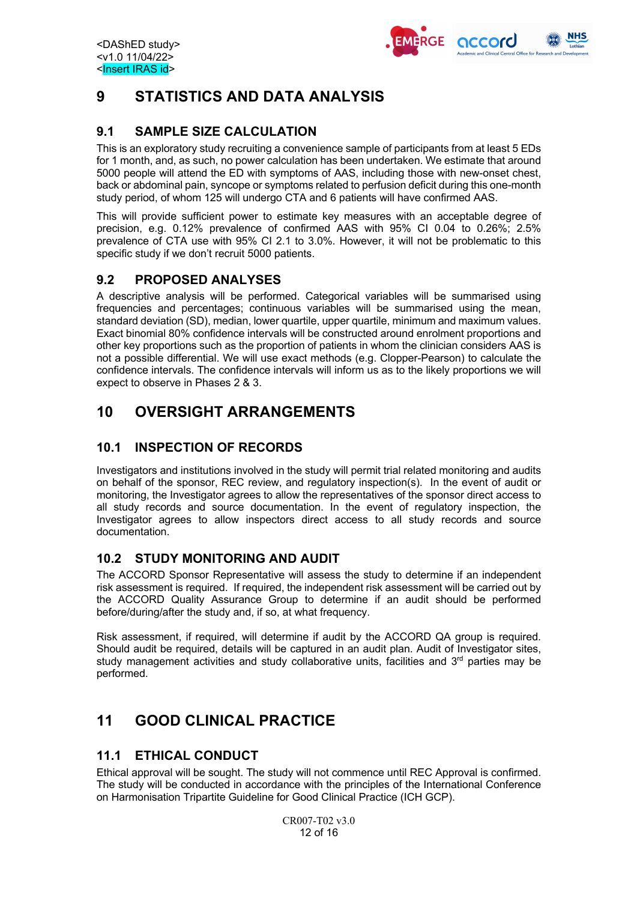# 9 STATISTICS AND DATA ANALYSIS

## 9.1 SAMPLE SIZE CALCULATION

This is an exploratory study recruiting a convenience sample of participants from at least 5 EDs for 1 month, and, as such, no power calculation has been undertaken. We estimate that around 5000 people will attend the ED with symptoms of AAS, including those with new-onset chest, back or abdominal pain, syncope or symptoms related to perfusion deficit during this one-month study period, of whom 125 will undergo CTA and 6 patients will have confirmed AAS.

This will provide sufficient power to estimate key measures with an acceptable degree of precision, e.g. 0.12% prevalence of confirmed AAS with 95% CI 0.04 to 0.26%; 2.5% prevalence of CTA use with 95% CI 2.1 to 3.0%. However, it will not be problematic to this specific study if we don't recruit 5000 patients.

## 9.2 PROPOSED ANALYSES

A descriptive analysis will be performed. Categorical variables will be summarised using frequencies and percentages; continuous variables will be summarised using the mean, standard deviation (SD), median, lower quartile, upper quartile, minimum and maximum values. Exact binomial 80% confidence intervals will be constructed around enrolment proportions and other key proportions such as the proportion of patients in whom the clinician considers AAS is not a possible differential. We will use exact methods (e.g. Clopper-Pearson) to calculate the confidence intervals. The confidence intervals will inform us as to the likely proportions we will expect to observe in Phases 2 & 3.

# 10 OVERSIGHT ARRANGEMENTS

## 10.1 INSPECTION OF RECORDS

Investigators and institutions involved in the study will permit trial related monitoring and audits on behalf of the sponsor, REC review, and regulatory inspection(s). In the event of audit or monitoring, the Investigator agrees to allow the representatives of the sponsor direct access to all study records and source documentation. In the event of regulatory inspection, the Investigator agrees to allow inspectors direct access to all study records and source documentation.

## 10.2 STUDY MONITORING AND AUDIT

The ACCORD Sponsor Representative will assess the study to determine if an independent risk assessment is required. If required, the independent risk assessment will be carried out by the ACCORD Quality Assurance Group to determine if an audit should be performed before/during/after the study and, if so, at what frequency.

Risk assessment, if required, will determine if audit by the ACCORD QA group is required. Should audit be required, details will be captured in an audit plan. Audit of Investigator sites, study management activities and study collaborative units, facilities and 3rd parties may be performed.

# 11 GOOD CLINICAL PRACTICE

## 11.1 ETHICAL CONDUCT

Ethical approval will be sought. The study will not commence until REC Approval is confirmed. The study will be conducted in accordance with the principles of the International Conference on Harmonisation Tripartite Guideline for Good Clinical Practice (ICH GCP).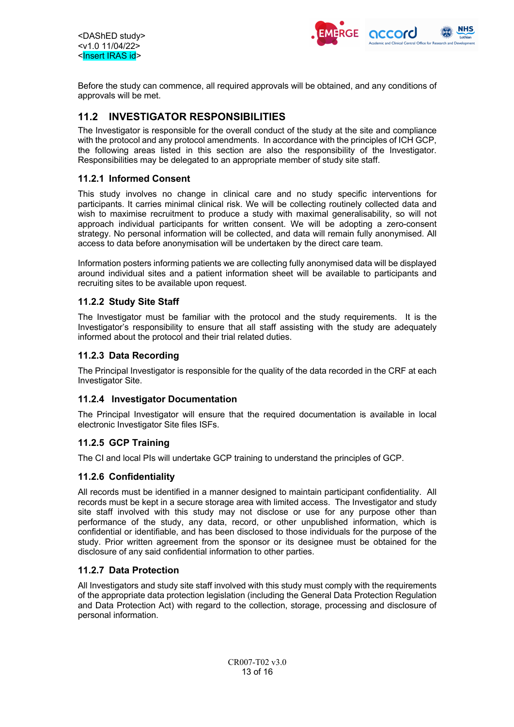Before the study can commence, all required approvals will be obtained, and any conditions of approvals will be met.

## 11.2 INVESTIGATOR RESPONSIBILITIES

The Investigator is responsible for the overall conduct of the study at the site and compliance with the protocol and any protocol amendments. In accordance with the principles of ICH GCP, the following areas listed in this section are also the responsibility of the Investigator. Responsibilities may be delegated to an appropriate member of study site staff.

### 11.2.1 Informed Consent

This study involves no change in clinical care and no study specific interventions for participants. It carries minimal clinical risk. We will be collecting routinely collected data and wish to maximise recruitment to produce a study with maximal generalisability, so will not approach individual participants for written consent. We will be adopting a zero-consent strategy. No personal information will be collected, and data will remain fully anonymised. All access to data before anonymisation will be undertaken by the direct care team.

Information posters informing patients we are collecting fully anonymised data will be displayed around individual sites and a patient information sheet will be available to participants and recruiting sites to be available upon request.

### 11.2.2 Study Site Staff

The Investigator must be familiar with the protocol and the study requirements. It is the Investigator's responsibility to ensure that all staff assisting with the study are adequately informed about the protocol and their trial related duties.

### 11.2.3 Data Recording

The Principal Investigator is responsible for the quality of the data recorded in the CRF at each Investigator Site.

### 11.2.4 Investigator Documentation

The Principal Investigator will ensure that the required documentation is available in local electronic Investigator Site files ISFs.

### 11.2.5 GCP Training

The CI and local PIs will undertake GCP training to understand the principles of GCP.

### 11.2.6 Confidentiality

All records must be identified in a manner designed to maintain participant confidentiality. All records must be kept in a secure storage area with limited access. The Investigator and study site staff involved with this study may not disclose or use for any purpose other than performance of the study, any data, record, or other unpublished information, which is confidential or identifiable, and has been disclosed to those individuals for the purpose of the study. Prior written agreement from the sponsor or its designee must be obtained for the disclosure of any said confidential information to other parties.

### 11.2.7 Data Protection

All Investigators and study site staff involved with this study must comply with the requirements of the appropriate data protection legislation (including the General Data Protection Regulation and Data Protection Act) with regard to the collection, storage, processing and disclosure of personal information.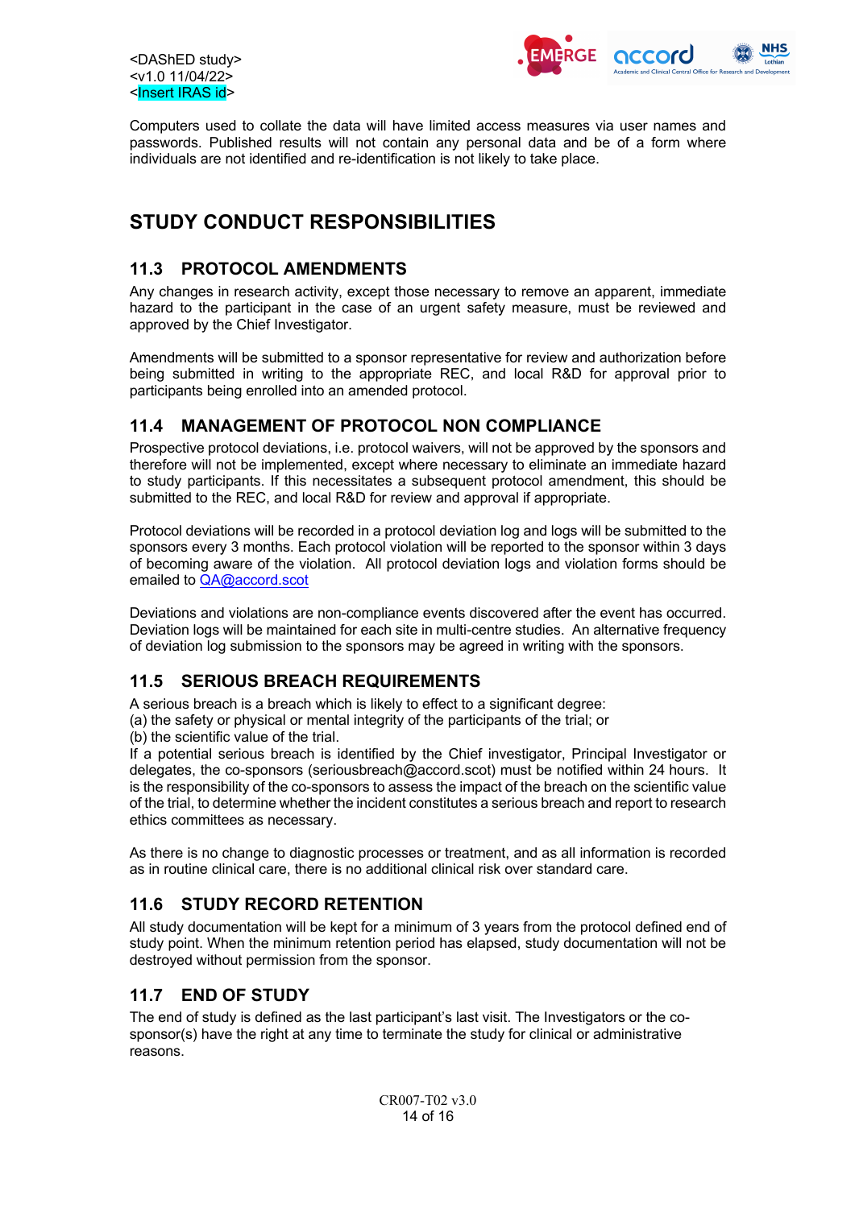Computers used to collate the data will have limited access measures via user names and passwords. Published results will not contain any personal data and be of a form where individuals are not identified and re-identification is not likely to take place.

# STUDY CONDUCT RESPONSIBILITIES

## 11.3 PROTOCOL AMENDMENTS

Any changes in research activity, except those necessary to remove an apparent, immediate hazard to the participant in the case of an urgent safety measure, must be reviewed and approved by the Chief Investigator.

Amendments will be submitted to a sponsor representative for review and authorization before being submitted in writing to the appropriate REC, and local R&D for approval prior to participants being enrolled into an amended protocol.

## 11.4 MANAGEMENT OF PROTOCOL NON COMPLIANCE

Prospective protocol deviations, i.e. protocol waivers, will not be approved by the sponsors and therefore will not be implemented, except where necessary to eliminate an immediate hazard to study participants. If this necessitates a subsequent protocol amendment, this should be submitted to the REC, and local R&D for review and approval if appropriate.

Protocol deviations will be recorded in a protocol deviation log and logs will be submitted to the sponsors every 3 months. Each protocol violation will be reported to the sponsor within 3 days of becoming aware of the violation. All protocol deviation logs and violation forms should be emailed to QA@accord.scot

Deviations and violations are non-compliance events discovered after the event has occurred. Deviation logs will be maintained for each site in multi-centre studies. An alternative frequency of deviation log submission to the sponsors may be agreed in writing with the sponsors.

## 11.5 SERIOUS BREACH REQUIREMENTS

A serious breach is a breach which is likely to effect to a significant degree:
(a) the safety or physical or mental integrity of the participants of the trial; or
(b) the scientific value of the trial.
If a potential serious breach is identified by the Chief investigator, Principal Investigator or delegates, the co-sponsors (seriousbreach@accord.scot) must be notified within 24 hours. It is the responsibility of the co-sponsors to assess the impact of the breach on the scientific value of the trial, to determine whether the incident constitutes a serious breach and report to research ethics committees as necessary.

As there is no change to diagnostic processes or treatment, and as all information is recorded as in routine clinical care, there is no additional clinical risk over standard care.

## 11.6 STUDY RECORD RETENTION

All study documentation will be kept for a minimum of 3 years from the protocol defined end of study point. When the minimum retention period has elapsed, study documentation will not be destroyed without permission from the sponsor.

## 11.7 END OF STUDY

The end of study is defined as the last participant's last visit. The Investigators or the co-sponsor(s) have the right at any time to terminate the study for clinical or administrative reasons.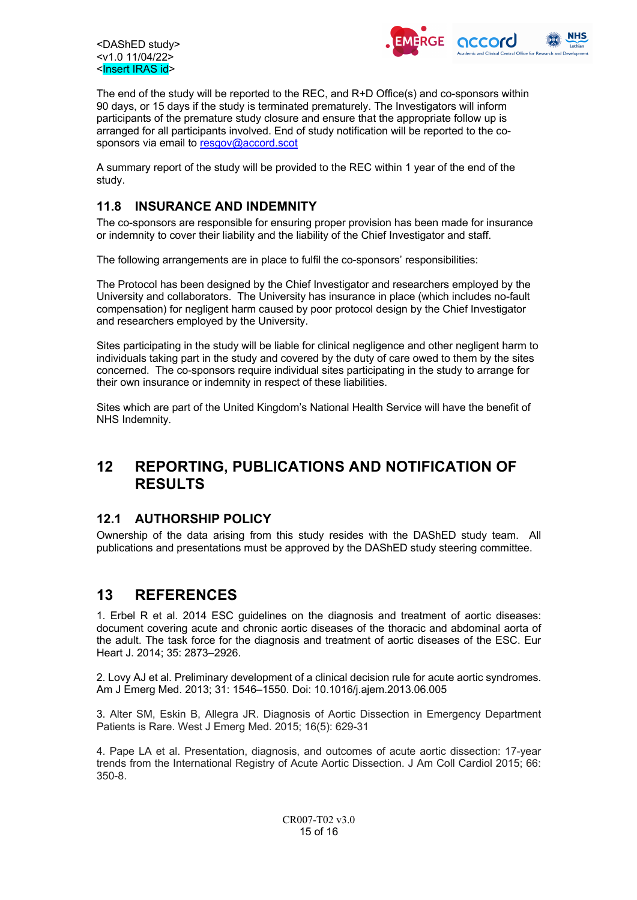The end of the study will be reported to the REC, and R+D Office(s) and co-sponsors within 90 days, or 15 days if the study is terminated prematurely. The Investigators will inform participants of the premature study closure and ensure that the appropriate follow up is arranged for all participants involved. End of study notification will be reported to the co-sponsors via email to resgov@accord.scot

A summary report of the study will be provided to the REC within 1 year of the end of the study.

### 11.8 INSURANCE AND INDEMNITY

The co-sponsors are responsible for ensuring proper provision has been made for insurance or indemnity to cover their liability and the liability of the Chief Investigator and staff.

The following arrangements are in place to fulfil the co-sponsors' responsibilities:

The Protocol has been designed by the Chief Investigator and researchers employed by the University and collaborators. The University has insurance in place (which includes no-fault compensation) for negligent harm caused by poor protocol design by the Chief Investigator and researchers employed by the University.

Sites participating in the study will be liable for clinical negligence and other negligent harm to individuals taking part in the study and covered by the duty of care owed to them by the sites concerned. The co-sponsors require individual sites participating in the study to arrange for their own insurance or indemnity in respect of these liabilities.

Sites which are part of the United Kingdom's National Health Service will have the benefit of NHS Indemnity.

## 12 REPORTING, PUBLICATIONS AND NOTIFICATION OF RESULTS

### 12.1 AUTHORSHIP POLICY

Ownership of the data arising from this study resides with the DAShED study team. All publications and presentations must be approved by the DAShED study steering committee.

## 13 REFERENCES

1. Erbel R et al. 2014 ESC guidelines on the diagnosis and treatment of aortic diseases: document covering acute and chronic aortic diseases of the thoracic and abdominal aorta of the adult. The task force for the diagnosis and treatment of aortic diseases of the ESC. Eur Heart J. 2014; 35: 2873–2926.

2. Lovy AJ et al. Preliminary development of a clinical decision rule for acute aortic syndromes. Am J Emerg Med. 2013; 31: 1546–1550. Doi: 10.1016/j.ajem.2013.06.005

3. Alter SM, Eskin B, Allegra JR. Diagnosis of Aortic Dissection in Emergency Department Patients is Rare. West J Emerg Med. 2015; 16(5): 629-31

4. Pape LA et al. Presentation, diagnosis, and outcomes of acute aortic dissection: 17-year trends from the International Registry of Acute Aortic Dissection. J Am Coll Cardiol 2015; 66: 350-8.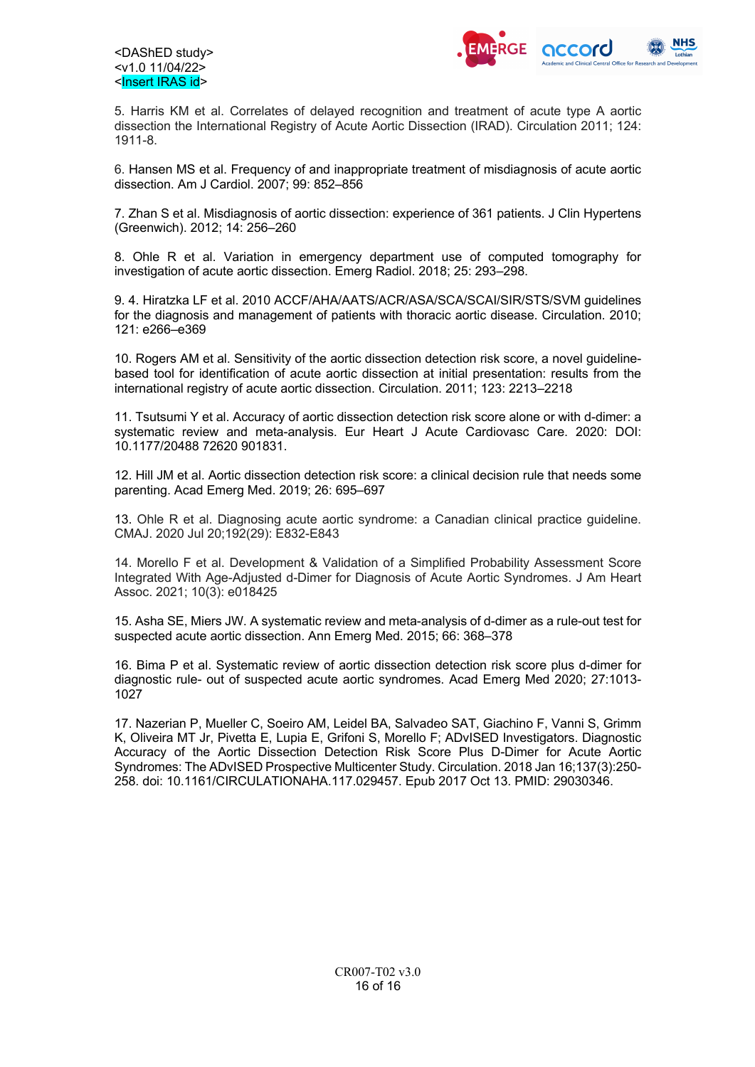5. Harris KM et al. Correlates of delayed recognition and treatment of acute type A aortic dissection the International Registry of Acute Aortic Dissection (IRAD). Circulation 2011; 124: 1911-8.

6. Hansen MS et al. Frequency of and inappropriate treatment of misdiagnosis of acute aortic dissection. Am J Cardiol. 2007; 99: 852–856

7. Zhan S et al. Misdiagnosis of aortic dissection: experience of 361 patients. J Clin Hypertens (Greenwich). 2012; 14: 256–260

8. Ohle R et al. Variation in emergency department use of computed tomography for investigation of acute aortic dissection. Emerg Radiol. 2018; 25: 293–298.

9. 4. Hiratzka LF et al. 2010 ACCF/AHA/AATS/ACR/ASA/SCA/SCAI/SIR/STS/SVM guidelines for the diagnosis and management of patients with thoracic aortic disease. Circulation. 2010; 121: e266–e369

10. Rogers AM et al. Sensitivity of the aortic dissection detection risk score, a novel guideline-based tool for identification of acute aortic dissection at initial presentation: results from the international registry of acute aortic dissection. Circulation. 2011; 123: 2213–2218

11. Tsutsumi Y et al. Accuracy of aortic dissection detection risk score alone or with d-dimer: a systematic review and meta-analysis. Eur Heart J Acute Cardiovasc Care. 2020: DOI: 10.1177/20488 72620 901831.

12. Hill JM et al. Aortic dissection detection risk score: a clinical decision rule that needs some parenting. Acad Emerg Med. 2019; 26: 695–697

13. Ohle R et al. Diagnosing acute aortic syndrome: a Canadian clinical practice guideline. CMAJ. 2020 Jul 20;192(29): E832-E843

14. Morello F et al. Development & Validation of a Simplified Probability Assessment Score Integrated With Age-Adjusted d-Dimer for Diagnosis of Acute Aortic Syndromes. J Am Heart Assoc. 2021; 10(3): e018425

15. Asha SE, Miers JW. A systematic review and meta-analysis of d-dimer as a rule-out test for suspected acute aortic dissection. Ann Emerg Med. 2015; 66: 368–378

16. Bima P et al. Systematic review of aortic dissection detection risk score plus d-dimer for diagnostic rule- out of suspected acute aortic syndromes. Acad Emerg Med 2020; 27:1013-1027

17. Nazerian P, Mueller C, Soeiro AM, Leidel BA, Salvadeo SAT, Giachino F, Vanni S, Grimm K, Oliveira MT Jr, Pivetta E, Lupia E, Grifoni S, Morello F; ADvISED Investigators. Diagnostic Accuracy of the Aortic Dissection Detection Risk Score Plus D-Dimer for Acute Aortic Syndromes: The ADvISED Prospective Multicenter Study. Circulation. 2018 Jan 16;137(3):250-258. doi: 10.1161/CIRCULATIONAHA.117.029457. Epub 2017 Oct 13. PMID: 29030346.